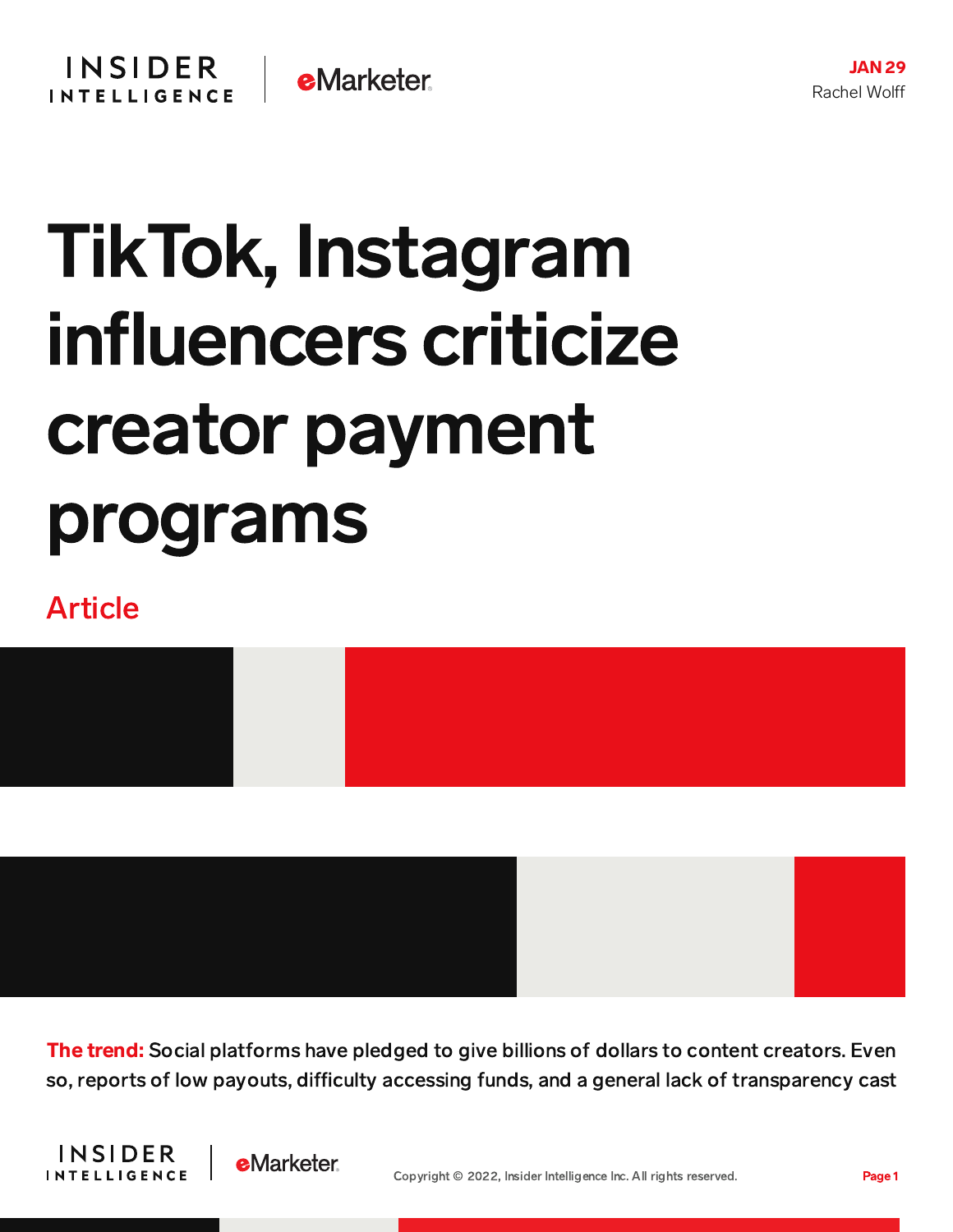JAN 29

Rachel Wolff

# TikTok, Instagram influencers criticize creator payment programs

Article

**The trend:** Social platforms have pledged to give billions of dollars to content creators. Even so, reports of low payouts, difficulty accessing funds, and a general lack of transparency cast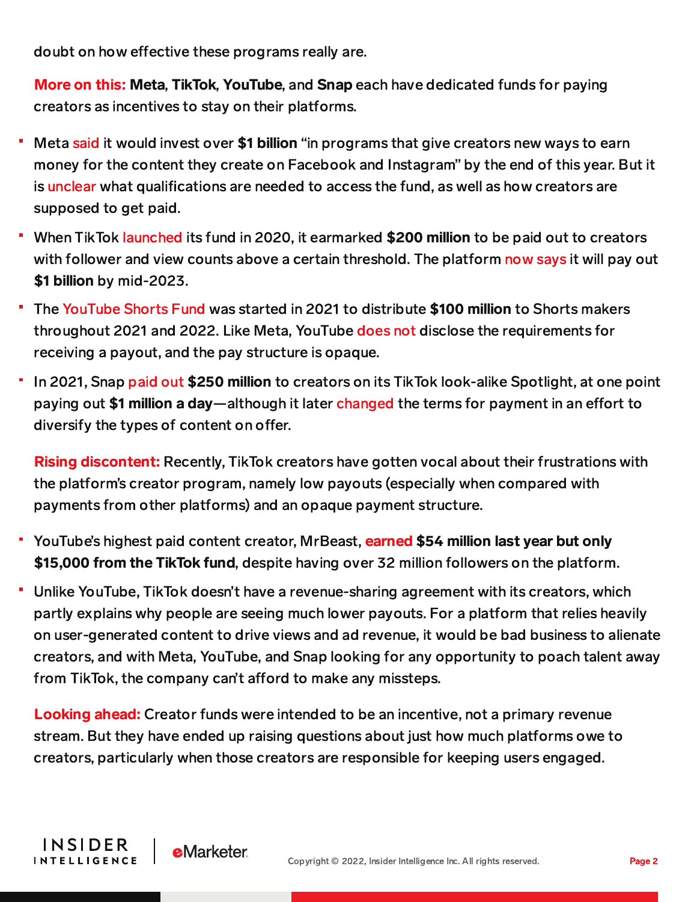doubt on how effective these programs really are.

**More on this:** **Meta**, **TikTok**, **YouTube**, and **Snap** each have dedicated funds for paying creators as incentives to stay on their platforms.

- Meta said it would invest over **$1 billion** "in programs that give creators new ways to earn money for the content they create on Facebook and Instagram" by the end of this year. But it is unclear what qualifications are needed to access the fund, as well as how creators are supposed to get paid.
- When TikTok launched its fund in 2020, it earmarked **$200 million** to be paid out to creators with follower and view counts above a certain threshold. The platform now says it will pay out **$1 billion** by mid-2023.
- The YouTube Shorts Fund was started in 2021 to distribute **$100 million** to Shorts makers throughout 2021 and 2022. Like Meta, YouTube does not disclose the requirements for receiving a payout, and the pay structure is opaque.
- In 2021, Snap paid out **$250 million** to creators on its TikTok look-alike Spotlight, at one point paying out **$1 million a day**—although it later changed the terms for payment in an effort to diversify the types of content on offer.

**Rising discontent:** Recently, TikTok creators have gotten vocal about their frustrations with the platform's creator program, namely low payouts (especially when compared with payments from other platforms) and an opaque payment structure.

- YouTube's highest paid content creator, MrBeast, earned **$54 million last year but only $15,000 from the TikTok fund**, despite having over 32 million followers on the platform.
- Unlike YouTube, TikTok doesn't have a revenue-sharing agreement with its creators, which partly explains why people are seeing much lower payouts. For a platform that relies heavily on user-generated content to drive views and ad revenue, it would be bad business to alienate creators, and with Meta, YouTube, and Snap looking for any opportunity to poach talent away from TikTok, the company can't afford to make any missteps.

**Looking ahead:** Creator funds were intended to be an incentive, not a primary revenue stream. But they have ended up raising questions about just how much platforms owe to creators, particularly when those creators are responsible for keeping users engaged.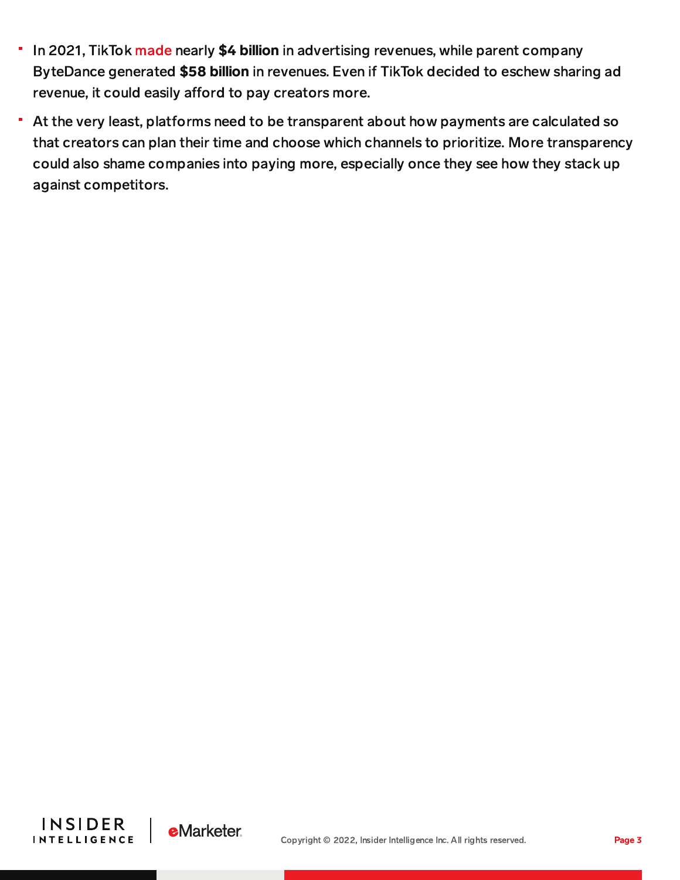- In 2021, TikTok made nearly **$4 billion** in advertising revenues, while parent company ByteDance generated **$58 billion** in revenues. Even if TikTok decided to eschew sharing ad revenue, it could easily afford to pay creators more.
- At the very least, platforms need to be transparent about how payments are calculated so that creators can plan their time and choose which channels to prioritize. More transparency could also shame companies into paying more, especially once they see how they stack up against competitors.